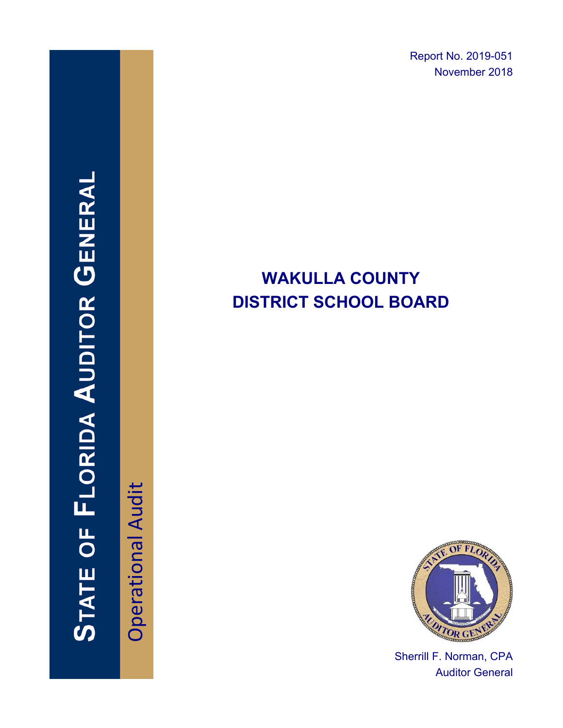Report No. 2019-051
November 2018

# STATE OF FLORIDA AUDITOR GENERAL

Operational Audit

# WAKULLA COUNTY DISTRICT SCHOOL BOARD

Sherrill F. Norman, CPA
Auditor General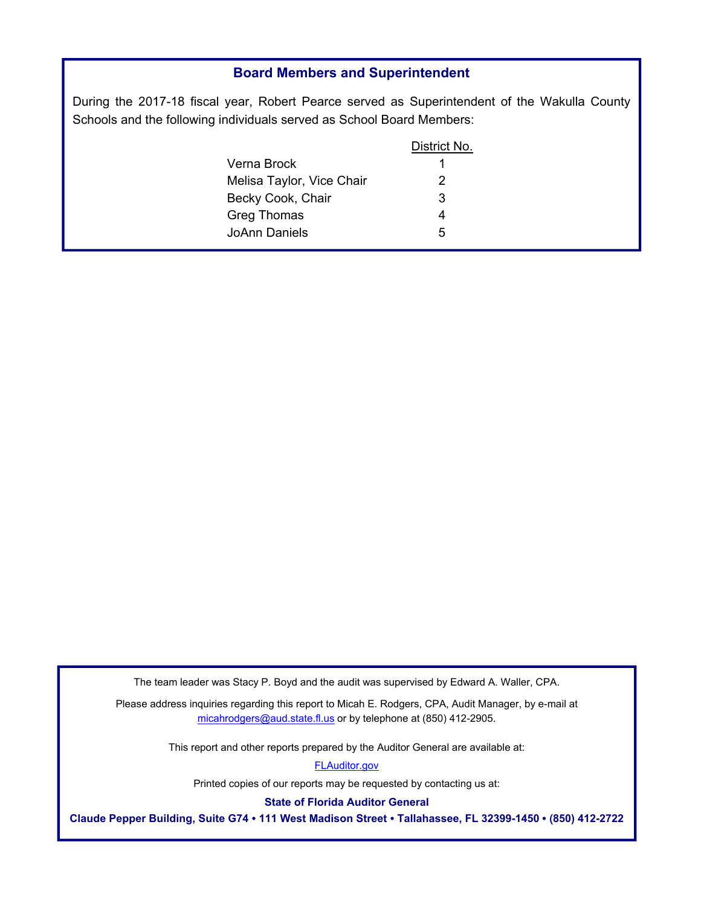## Board Members and Superintendent

During the 2017-18 fiscal year, Robert Pearce served as Superintendent of the Wakulla County Schools and the following individuals served as School Board Members:

| | District No. |
|---|---|
| Verna Brock | 1 |
| Melisa Taylor, Vice Chair | 2 |
| Becky Cook, Chair | 3 |
| Greg Thomas | 4 |
| JoAnn Daniels | 5 |

The team leader was Stacy P. Boyd and the audit was supervised by Edward A. Waller, CPA.

Please address inquiries regarding this report to Micah E. Rodgers, CPA, Audit Manager, by e-mail at micahrodgers@aud.state.fl.us or by telephone at (850) 412-2905.

This report and other reports prepared by the Auditor General are available at:

FLAuditor.gov

Printed copies of our reports may be requested by contacting us at:

**State of Florida Auditor General**

**Claude Pepper Building, Suite G74 • 111 West Madison Street • Tallahassee, FL 32399-1450 • (850) 412-2722**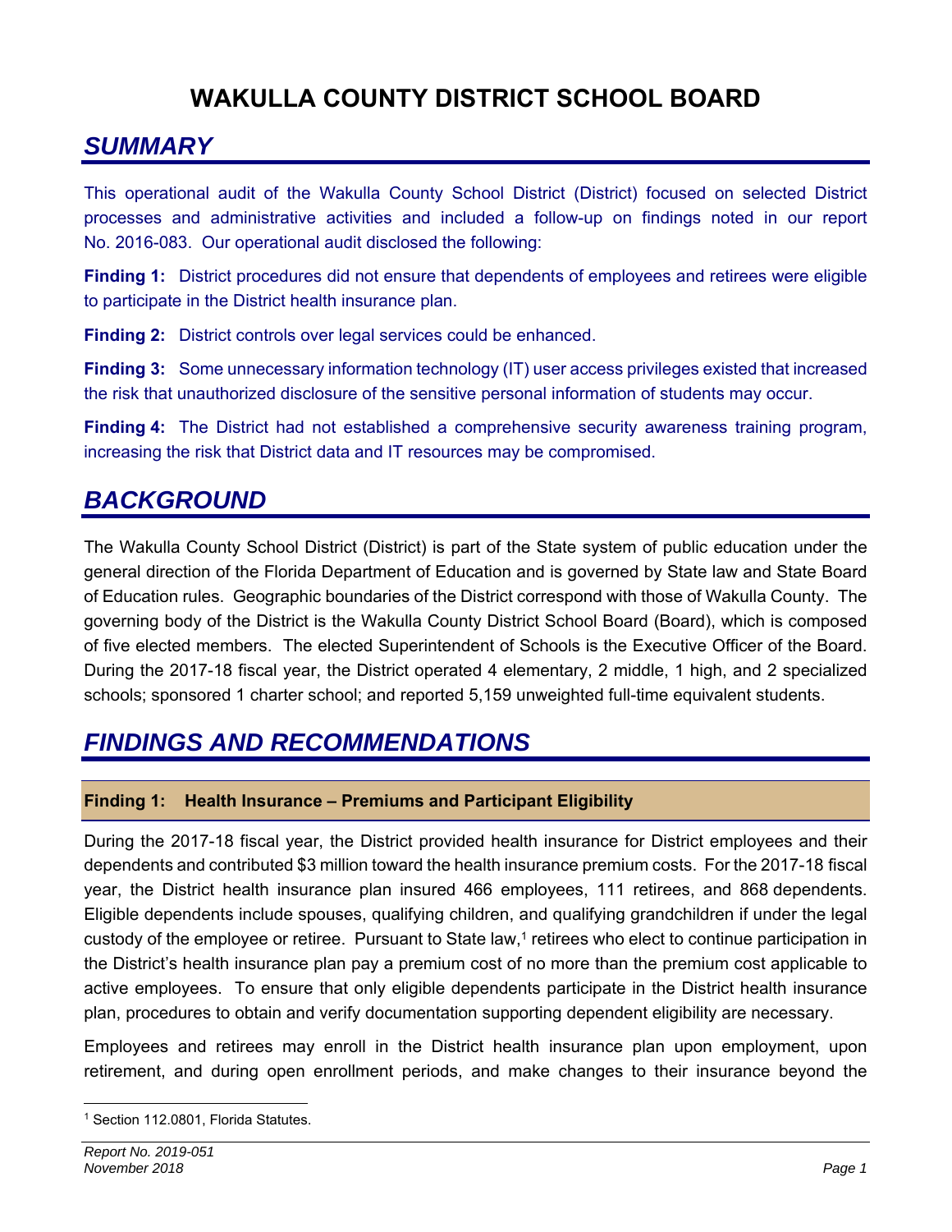# WAKULLA COUNTY DISTRICT SCHOOL BOARD

## *SUMMARY*

This operational audit of the Wakulla County School District (District) focused on selected District processes and administrative activities and included a follow-up on findings noted in our report No. 2016-083. Our operational audit disclosed the following:

**Finding 1:** District procedures did not ensure that dependents of employees and retirees were eligible to participate in the District health insurance plan.

**Finding 2:** District controls over legal services could be enhanced.

**Finding 3:** Some unnecessary information technology (IT) user access privileges existed that increased the risk that unauthorized disclosure of the sensitive personal information of students may occur.

**Finding 4:** The District had not established a comprehensive security awareness training program, increasing the risk that District data and IT resources may be compromised.

## *BACKGROUND*

The Wakulla County School District (District) is part of the State system of public education under the general direction of the Florida Department of Education and is governed by State law and State Board of Education rules. Geographic boundaries of the District correspond with those of Wakulla County. The governing body of the District is the Wakulla County District School Board (Board), which is composed of five elected members. The elected Superintendent of Schools is the Executive Officer of the Board. During the 2017-18 fiscal year, the District operated 4 elementary, 2 middle, 1 high, and 2 specialized schools; sponsored 1 charter school; and reported 5,159 unweighted full-time equivalent students.

## *FINDINGS AND RECOMMENDATIONS*

### Finding 1: Health Insurance – Premiums and Participant Eligibility

During the 2017-18 fiscal year, the District provided health insurance for District employees and their dependents and contributed $3 million toward the health insurance premium costs. For the 2017-18 fiscal year, the District health insurance plan insured 466 employees, 111 retirees, and 868 dependents. Eligible dependents include spouses, qualifying children, and qualifying grandchildren if under the legal custody of the employee or retiree. Pursuant to State law,[1] retirees who elect to continue participation in the District's health insurance plan pay a premium cost of no more than the premium cost applicable to active employees. To ensure that only eligible dependents participate in the District health insurance plan, procedures to obtain and verify documentation supporting dependent eligibility are necessary.

Employees and retirees may enroll in the District health insurance plan upon employment, upon retirement, and during open enrollment periods, and make changes to their insurance beyond the

[1] Section 112.0801, Florida Statutes.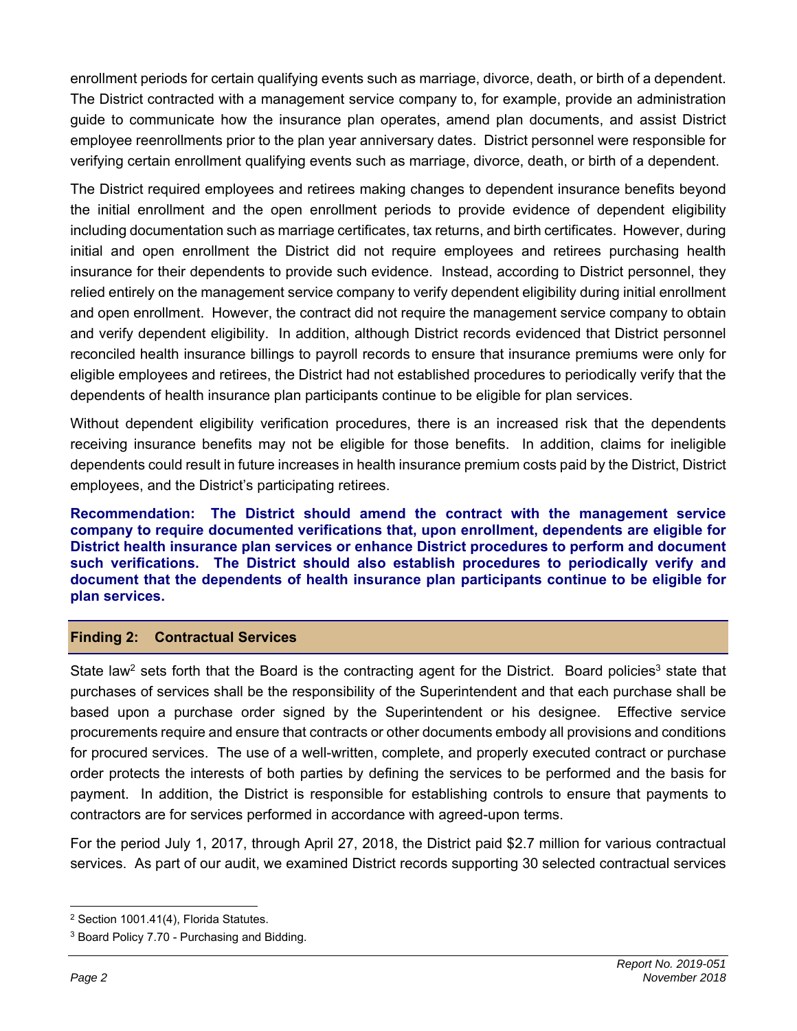enrollment periods for certain qualifying events such as marriage, divorce, death, or birth of a dependent. The District contracted with a management service company to, for example, provide an administration guide to communicate how the insurance plan operates, amend plan documents, and assist District employee reenrollments prior to the plan year anniversary dates. District personnel were responsible for verifying certain enrollment qualifying events such as marriage, divorce, death, or birth of a dependent.

The District required employees and retirees making changes to dependent insurance benefits beyond the initial enrollment and the open enrollment periods to provide evidence of dependent eligibility including documentation such as marriage certificates, tax returns, and birth certificates. However, during initial and open enrollment the District did not require employees and retirees purchasing health insurance for their dependents to provide such evidence. Instead, according to District personnel, they relied entirely on the management service company to verify dependent eligibility during initial enrollment and open enrollment. However, the contract did not require the management service company to obtain and verify dependent eligibility. In addition, although District records evidenced that District personnel reconciled health insurance billings to payroll records to ensure that insurance premiums were only for eligible employees and retirees, the District had not established procedures to periodically verify that the dependents of health insurance plan participants continue to be eligible for plan services.

Without dependent eligibility verification procedures, there is an increased risk that the dependents receiving insurance benefits may not be eligible for those benefits. In addition, claims for ineligible dependents could result in future increases in health insurance premium costs paid by the District, District employees, and the District's participating retirees.

**Recommendation: The District should amend the contract with the management service company to require documented verifications that, upon enrollment, dependents are eligible for District health insurance plan services or enhance District procedures to perform and document such verifications. The District should also establish procedures to periodically verify and document that the dependents of health insurance plan participants continue to be eligible for plan services.**

## Finding 2: Contractual Services

State law[2] sets forth that the Board is the contracting agent for the District. Board policies[3] state that purchases of services shall be the responsibility of the Superintendent and that each purchase shall be based upon a purchase order signed by the Superintendent or his designee. Effective service procurements require and ensure that contracts or other documents embody all provisions and conditions for procured services. The use of a well-written, complete, and properly executed contract or purchase order protects the interests of both parties by defining the services to be performed and the basis for payment. In addition, the District is responsible for establishing controls to ensure that payments to contractors are for services performed in accordance with agreed-upon terms.

For the period July 1, 2017, through April 27, 2018, the District paid $2.7 million for various contractual services. As part of our audit, we examined District records supporting 30 selected contractual services

[2] Section 1001.41(4), Florida Statutes.

[3] Board Policy 7.70 - Purchasing and Bidding.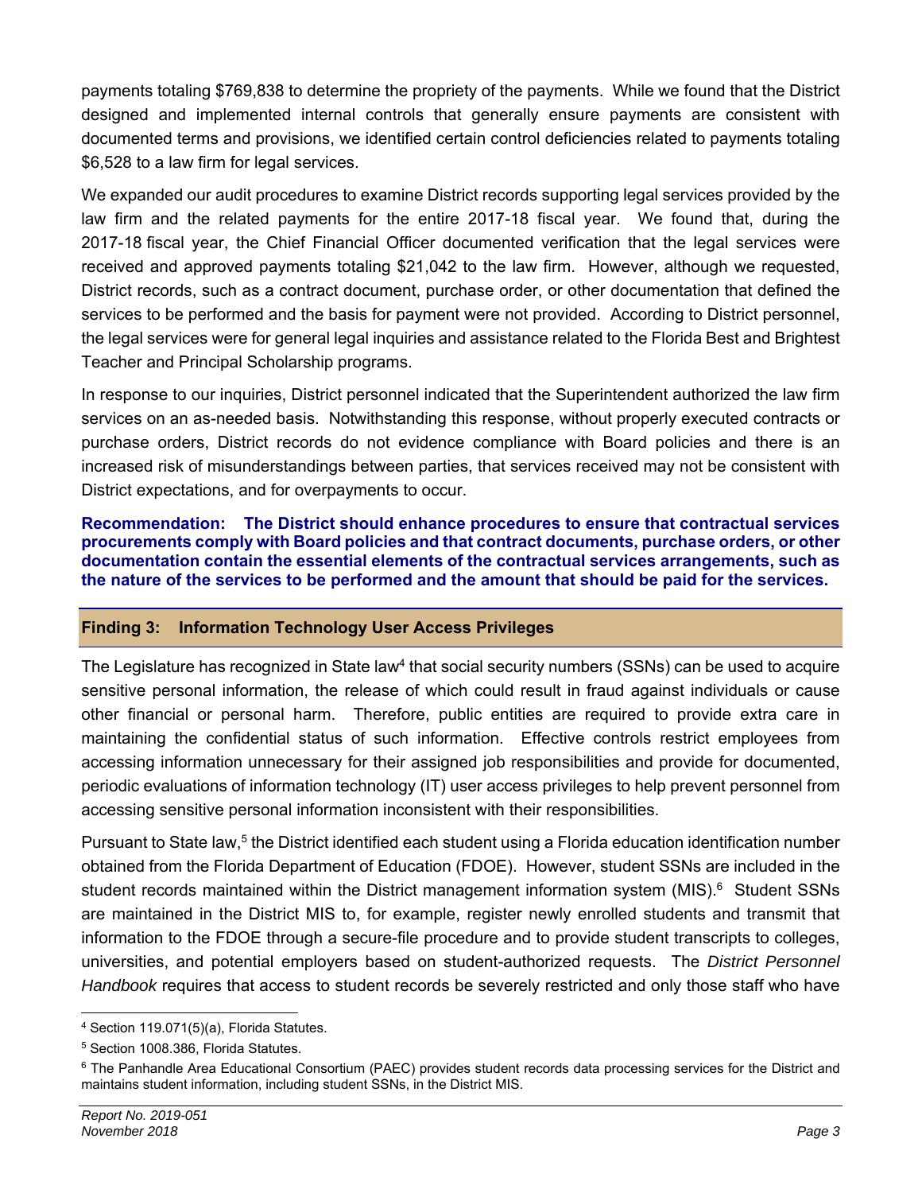payments totaling $769,838 to determine the propriety of the payments. While we found that the District designed and implemented internal controls that generally ensure payments are consistent with documented terms and provisions, we identified certain control deficiencies related to payments totaling $6,528 to a law firm for legal services.

We expanded our audit procedures to examine District records supporting legal services provided by the law firm and the related payments for the entire 2017-18 fiscal year. We found that, during the 2017-18 fiscal year, the Chief Financial Officer documented verification that the legal services were received and approved payments totaling $21,042 to the law firm. However, although we requested, District records, such as a contract document, purchase order, or other documentation that defined the services to be performed and the basis for payment were not provided. According to District personnel, the legal services were for general legal inquiries and assistance related to the Florida Best and Brightest Teacher and Principal Scholarship programs.

In response to our inquiries, District personnel indicated that the Superintendent authorized the law firm services on an as-needed basis. Notwithstanding this response, without properly executed contracts or purchase orders, District records do not evidence compliance with Board policies and there is an increased risk of misunderstandings between parties, that services received may not be consistent with District expectations, and for overpayments to occur.

**Recommendation: The District should enhance procedures to ensure that contractual services procurements comply with Board policies and that contract documents, purchase orders, or other documentation contain the essential elements of the contractual services arrangements, such as the nature of the services to be performed and the amount that should be paid for the services.**

## Finding 3: Information Technology User Access Privileges

The Legislature has recognized in State law[4] that social security numbers (SSNs) can be used to acquire sensitive personal information, the release of which could result in fraud against individuals or cause other financial or personal harm. Therefore, public entities are required to provide extra care in maintaining the confidential status of such information. Effective controls restrict employees from accessing information unnecessary for their assigned job responsibilities and provide for documented, periodic evaluations of information technology (IT) user access privileges to help prevent personnel from accessing sensitive personal information inconsistent with their responsibilities.

Pursuant to State law,[5] the District identified each student using a Florida education identification number obtained from the Florida Department of Education (FDOE). However, student SSNs are included in the student records maintained within the District management information system (MIS).[6] Student SSNs are maintained in the District MIS to, for example, register newly enrolled students and transmit that information to the FDOE through a secure-file procedure and to provide student transcripts to colleges, universities, and potential employers based on student-authorized requests. The *District Personnel Handbook* requires that access to student records be severely restricted and only those staff who have

[4] Section 119.071(5)(a), Florida Statutes.

[5] Section 1008.386, Florida Statutes.

[6] The Panhandle Area Educational Consortium (PAEC) provides student records data processing services for the District and maintains student information, including student SSNs, in the District MIS.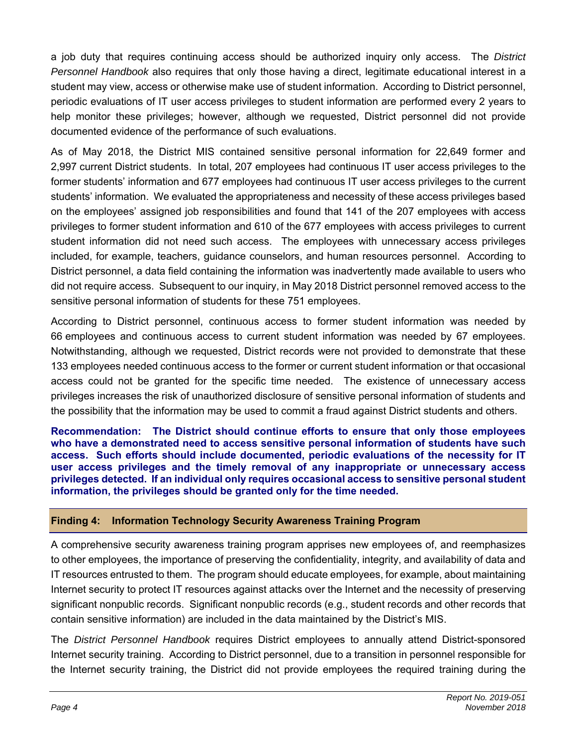a job duty that requires continuing access should be authorized inquiry only access. The *District Personnel Handbook* also requires that only those having a direct, legitimate educational interest in a student may view, access or otherwise make use of student information. According to District personnel, periodic evaluations of IT user access privileges to student information are performed every 2 years to help monitor these privileges; however, although we requested, District personnel did not provide documented evidence of the performance of such evaluations.

As of May 2018, the District MIS contained sensitive personal information for 22,649 former and 2,997 current District students. In total, 207 employees had continuous IT user access privileges to the former students' information and 677 employees had continuous IT user access privileges to the current students' information. We evaluated the appropriateness and necessity of these access privileges based on the employees' assigned job responsibilities and found that 141 of the 207 employees with access privileges to former student information and 610 of the 677 employees with access privileges to current student information did not need such access. The employees with unnecessary access privileges included, for example, teachers, guidance counselors, and human resources personnel. According to District personnel, a data field containing the information was inadvertently made available to users who did not require access. Subsequent to our inquiry, in May 2018 District personnel removed access to the sensitive personal information of students for these 751 employees.

According to District personnel, continuous access to former student information was needed by 66 employees and continuous access to current student information was needed by 67 employees. Notwithstanding, although we requested, District records were not provided to demonstrate that these 133 employees needed continuous access to the former or current student information or that occasional access could not be granted for the specific time needed. The existence of unnecessary access privileges increases the risk of unauthorized disclosure of sensitive personal information of students and the possibility that the information may be used to commit a fraud against District students and others.

**Recommendation: The District should continue efforts to ensure that only those employees who have a demonstrated need to access sensitive personal information of students have such access. Such efforts should include documented, periodic evaluations of the necessity for IT user access privileges and the timely removal of any inappropriate or unnecessary access privileges detected. If an individual only requires occasional access to sensitive personal student information, the privileges should be granted only for the time needed.**

## Finding 4: Information Technology Security Awareness Training Program

A comprehensive security awareness training program apprises new employees of, and reemphasizes to other employees, the importance of preserving the confidentiality, integrity, and availability of data and IT resources entrusted to them. The program should educate employees, for example, about maintaining Internet security to protect IT resources against attacks over the Internet and the necessity of preserving significant nonpublic records. Significant nonpublic records (e.g., student records and other records that contain sensitive information) are included in the data maintained by the District's MIS.

The *District Personnel Handbook* requires District employees to annually attend District-sponsored Internet security training. According to District personnel, due to a transition in personnel responsible for the Internet security training, the District did not provide employees the required training during the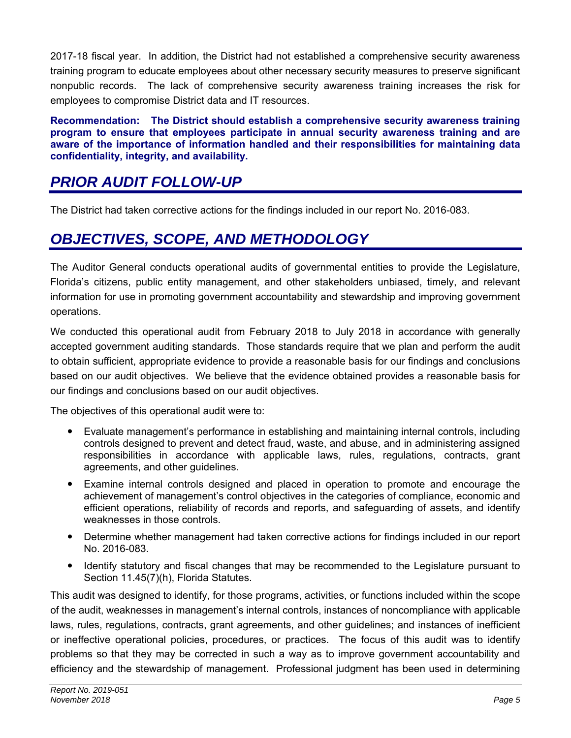2017-18 fiscal year. In addition, the District had not established a comprehensive security awareness training program to educate employees about other necessary security measures to preserve significant nonpublic records. The lack of comprehensive security awareness training increases the risk for employees to compromise District data and IT resources.

**Recommendation: The District should establish a comprehensive security awareness training program to ensure that employees participate in annual security awareness training and are aware of the importance of information handled and their responsibilities for maintaining data confidentiality, integrity, and availability.**

## *PRIOR AUDIT FOLLOW-UP*

The District had taken corrective actions for the findings included in our report No. 2016-083.

## *OBJECTIVES, SCOPE, AND METHODOLOGY*

The Auditor General conducts operational audits of governmental entities to provide the Legislature, Florida's citizens, public entity management, and other stakeholders unbiased, timely, and relevant information for use in promoting government accountability and stewardship and improving government operations.

We conducted this operational audit from February 2018 to July 2018 in accordance with generally accepted government auditing standards. Those standards require that we plan and perform the audit to obtain sufficient, appropriate evidence to provide a reasonable basis for our findings and conclusions based on our audit objectives. We believe that the evidence obtained provides a reasonable basis for our findings and conclusions based on our audit objectives.

The objectives of this operational audit were to:

- Evaluate management's performance in establishing and maintaining internal controls, including controls designed to prevent and detect fraud, waste, and abuse, and in administering assigned responsibilities in accordance with applicable laws, rules, regulations, contracts, grant agreements, and other guidelines.
- Examine internal controls designed and placed in operation to promote and encourage the achievement of management's control objectives in the categories of compliance, economic and efficient operations, reliability of records and reports, and safeguarding of assets, and identify weaknesses in those controls.
- Determine whether management had taken corrective actions for findings included in our report No. 2016-083.
- Identify statutory and fiscal changes that may be recommended to the Legislature pursuant to Section 11.45(7)(h), Florida Statutes.

This audit was designed to identify, for those programs, activities, or functions included within the scope of the audit, weaknesses in management's internal controls, instances of noncompliance with applicable laws, rules, regulations, contracts, grant agreements, and other guidelines; and instances of inefficient or ineffective operational policies, procedures, or practices. The focus of this audit was to identify problems so that they may be corrected in such a way as to improve government accountability and efficiency and the stewardship of management. Professional judgment has been used in determining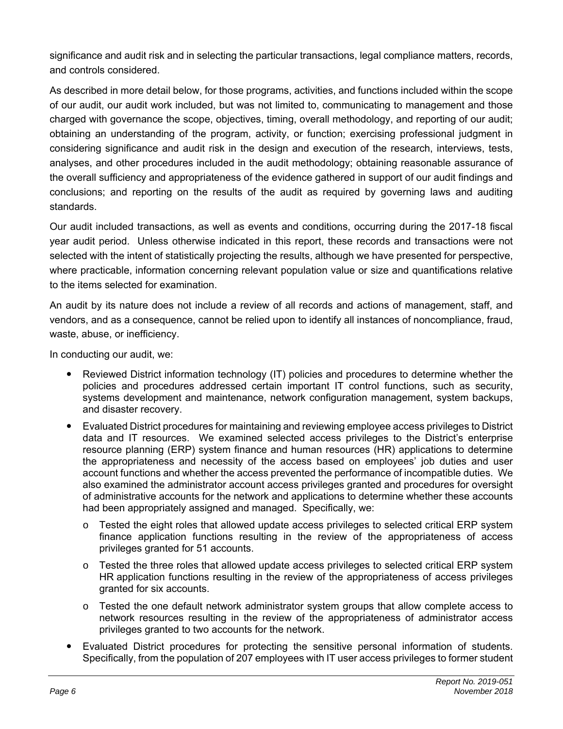significance and audit risk and in selecting the particular transactions, legal compliance matters, records, and controls considered.

As described in more detail below, for those programs, activities, and functions included within the scope of our audit, our audit work included, but was not limited to, communicating to management and those charged with governance the scope, objectives, timing, overall methodology, and reporting of our audit; obtaining an understanding of the program, activity, or function; exercising professional judgment in considering significance and audit risk in the design and execution of the research, interviews, tests, analyses, and other procedures included in the audit methodology; obtaining reasonable assurance of the overall sufficiency and appropriateness of the evidence gathered in support of our audit findings and conclusions; and reporting on the results of the audit as required by governing laws and auditing standards.

Our audit included transactions, as well as events and conditions, occurring during the 2017-18 fiscal year audit period. Unless otherwise indicated in this report, these records and transactions were not selected with the intent of statistically projecting the results, although we have presented for perspective, where practicable, information concerning relevant population value or size and quantifications relative to the items selected for examination.

An audit by its nature does not include a review of all records and actions of management, staff, and vendors, and as a consequence, cannot be relied upon to identify all instances of noncompliance, fraud, waste, abuse, or inefficiency.

In conducting our audit, we:

- Reviewed District information technology (IT) policies and procedures to determine whether the policies and procedures addressed certain important IT control functions, such as security, systems development and maintenance, network configuration management, system backups, and disaster recovery.
- Evaluated District procedures for maintaining and reviewing employee access privileges to District data and IT resources. We examined selected access privileges to the District's enterprise resource planning (ERP) system finance and human resources (HR) applications to determine the appropriateness and necessity of the access based on employees' job duties and user account functions and whether the access prevented the performance of incompatible duties. We also examined the administrator account access privileges granted and procedures for oversight of administrative accounts for the network and applications to determine whether these accounts had been appropriately assigned and managed. Specifically, we:
  - Tested the eight roles that allowed update access privileges to selected critical ERP system finance application functions resulting in the review of the appropriateness of access privileges granted for 51 accounts.
  - Tested the three roles that allowed update access privileges to selected critical ERP system HR application functions resulting in the review of the appropriateness of access privileges granted for six accounts.
  - Tested the one default network administrator system groups that allow complete access to network resources resulting in the review of the appropriateness of administrator access privileges granted to two accounts for the network.
- Evaluated District procedures for protecting the sensitive personal information of students. Specifically, from the population of 207 employees with IT user access privileges to former student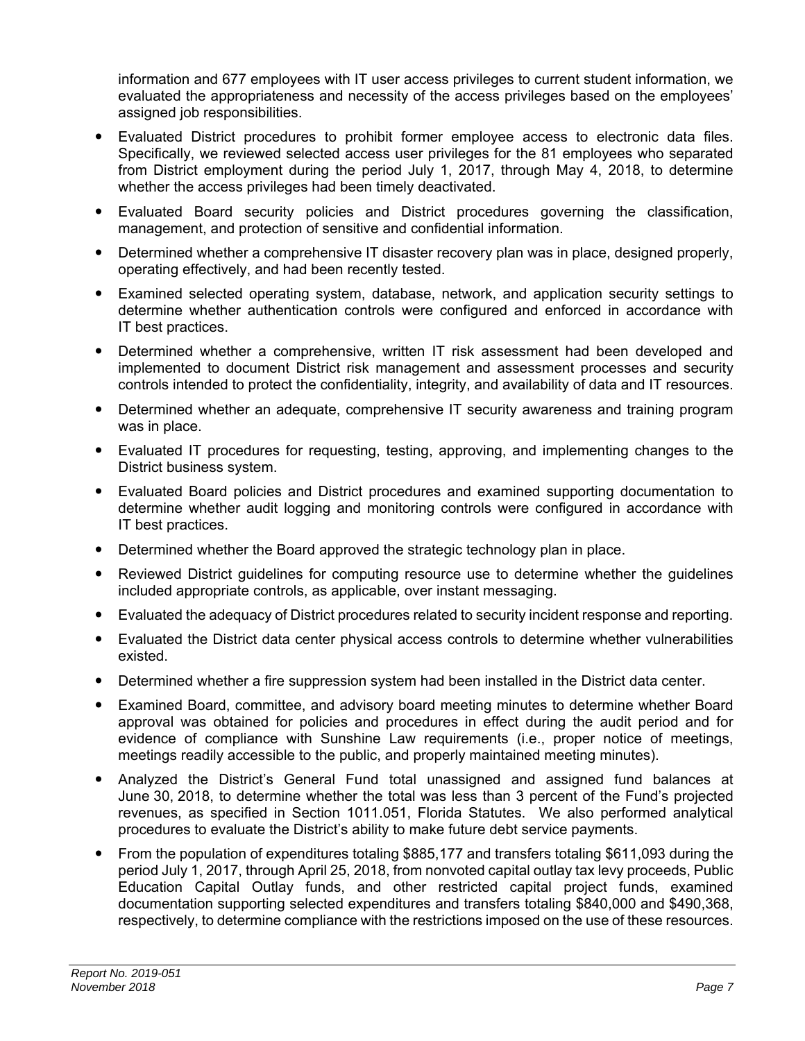information and 677 employees with IT user access privileges to current student information, we evaluated the appropriateness and necessity of the access privileges based on the employees' assigned job responsibilities.

- Evaluated District procedures to prohibit former employee access to electronic data files. Specifically, we reviewed selected access user privileges for the 81 employees who separated from District employment during the period July 1, 2017, through May 4, 2018, to determine whether the access privileges had been timely deactivated.
- Evaluated Board security policies and District procedures governing the classification, management, and protection of sensitive and confidential information.
- Determined whether a comprehensive IT disaster recovery plan was in place, designed properly, operating effectively, and had been recently tested.
- Examined selected operating system, database, network, and application security settings to determine whether authentication controls were configured and enforced in accordance with IT best practices.
- Determined whether a comprehensive, written IT risk assessment had been developed and implemented to document District risk management and assessment processes and security controls intended to protect the confidentiality, integrity, and availability of data and IT resources.
- Determined whether an adequate, comprehensive IT security awareness and training program was in place.
- Evaluated IT procedures for requesting, testing, approving, and implementing changes to the District business system.
- Evaluated Board policies and District procedures and examined supporting documentation to determine whether audit logging and monitoring controls were configured in accordance with IT best practices.
- Determined whether the Board approved the strategic technology plan in place.
- Reviewed District guidelines for computing resource use to determine whether the guidelines included appropriate controls, as applicable, over instant messaging.
- Evaluated the adequacy of District procedures related to security incident response and reporting.
- Evaluated the District data center physical access controls to determine whether vulnerabilities existed.
- Determined whether a fire suppression system had been installed in the District data center.
- Examined Board, committee, and advisory board meeting minutes to determine whether Board approval was obtained for policies and procedures in effect during the audit period and for evidence of compliance with Sunshine Law requirements (i.e., proper notice of meetings, meetings readily accessible to the public, and properly maintained meeting minutes).
- Analyzed the District's General Fund total unassigned and assigned fund balances at June 30, 2018, to determine whether the total was less than 3 percent of the Fund's projected revenues, as specified in Section 1011.051, Florida Statutes. We also performed analytical procedures to evaluate the District's ability to make future debt service payments.
- From the population of expenditures totaling $885,177 and transfers totaling $611,093 during the period July 1, 2017, through April 25, 2018, from nonvoted capital outlay tax levy proceeds, Public Education Capital Outlay funds, and other restricted capital project funds, examined documentation supporting selected expenditures and transfers totaling $840,000 and $490,368, respectively, to determine compliance with the restrictions imposed on the use of these resources.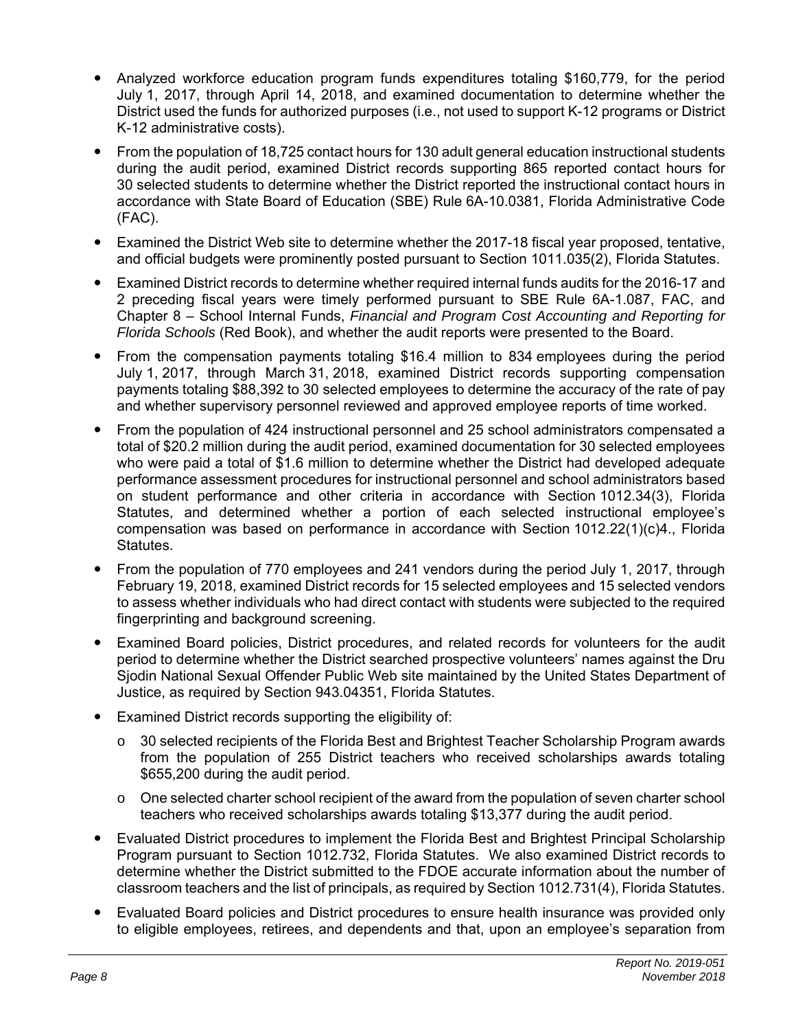- Analyzed workforce education program funds expenditures totaling $160,779, for the period July 1, 2017, through April 14, 2018, and examined documentation to determine whether the District used the funds for authorized purposes (i.e., not used to support K-12 programs or District K-12 administrative costs).
- From the population of 18,725 contact hours for 130 adult general education instructional students during the audit period, examined District records supporting 865 reported contact hours for 30 selected students to determine whether the District reported the instructional contact hours in accordance with State Board of Education (SBE) Rule 6A-10.0381, Florida Administrative Code (FAC).
- Examined the District Web site to determine whether the 2017-18 fiscal year proposed, tentative, and official budgets were prominently posted pursuant to Section 1011.035(2), Florida Statutes.
- Examined District records to determine whether required internal funds audits for the 2016-17 and 2 preceding fiscal years were timely performed pursuant to SBE Rule 6A-1.087, FAC, and Chapter 8 – School Internal Funds, *Financial and Program Cost Accounting and Reporting for Florida Schools* (Red Book), and whether the audit reports were presented to the Board.
- From the compensation payments totaling $16.4 million to 834 employees during the period July 1, 2017, through March 31, 2018, examined District records supporting compensation payments totaling $88,392 to 30 selected employees to determine the accuracy of the rate of pay and whether supervisory personnel reviewed and approved employee reports of time worked.
- From the population of 424 instructional personnel and 25 school administrators compensated a total of $20.2 million during the audit period, examined documentation for 30 selected employees who were paid a total of $1.6 million to determine whether the District had developed adequate performance assessment procedures for instructional personnel and school administrators based on student performance and other criteria in accordance with Section 1012.34(3), Florida Statutes, and determined whether a portion of each selected instructional employee's compensation was based on performance in accordance with Section 1012.22(1)(c)4., Florida Statutes.
- From the population of 770 employees and 241 vendors during the period July 1, 2017, through February 19, 2018, examined District records for 15 selected employees and 15 selected vendors to assess whether individuals who had direct contact with students were subjected to the required fingerprinting and background screening.
- Examined Board policies, District procedures, and related records for volunteers for the audit period to determine whether the District searched prospective volunteers' names against the Dru Sjodin National Sexual Offender Public Web site maintained by the United States Department of Justice, as required by Section 943.04351, Florida Statutes.
- Examined District records supporting the eligibility of:
  - 30 selected recipients of the Florida Best and Brightest Teacher Scholarship Program awards from the population of 255 District teachers who received scholarships awards totaling $655,200 during the audit period.
  - One selected charter school recipient of the award from the population of seven charter school teachers who received scholarships awards totaling $13,377 during the audit period.
- Evaluated District procedures to implement the Florida Best and Brightest Principal Scholarship Program pursuant to Section 1012.732, Florida Statutes. We also examined District records to determine whether the District submitted to the FDOE accurate information about the number of classroom teachers and the list of principals, as required by Section 1012.731(4), Florida Statutes.
- Evaluated Board policies and District procedures to ensure health insurance was provided only to eligible employees, retirees, and dependents and that, upon an employee's separation from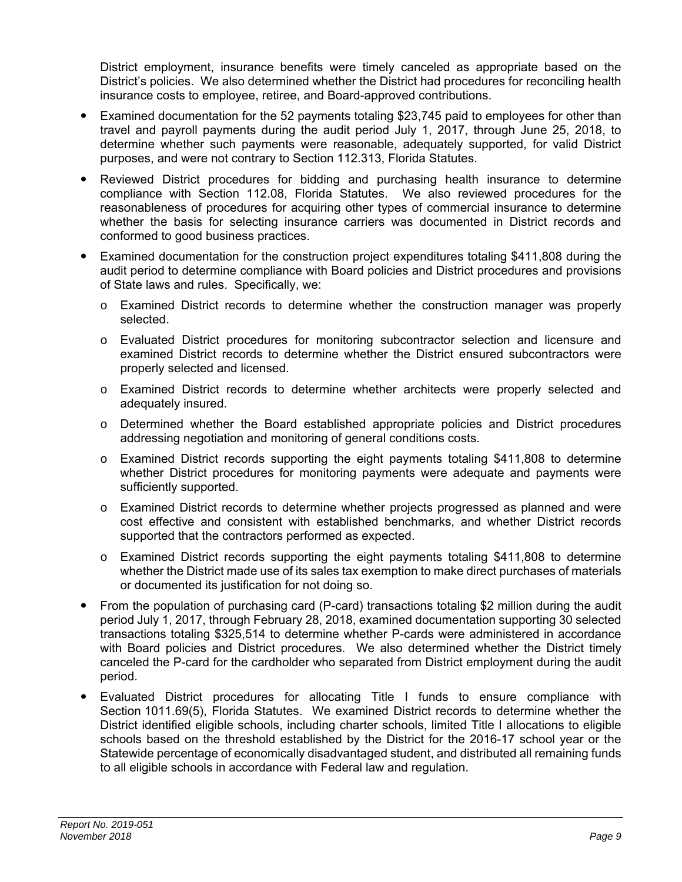District employment, insurance benefits were timely canceled as appropriate based on the District's policies. We also determined whether the District had procedures for reconciling health insurance costs to employee, retiree, and Board-approved contributions.

- Examined documentation for the 52 payments totaling $23,745 paid to employees for other than travel and payroll payments during the audit period July 1, 2017, through June 25, 2018, to determine whether such payments were reasonable, adequately supported, for valid District purposes, and were not contrary to Section 112.313, Florida Statutes.
- Reviewed District procedures for bidding and purchasing health insurance to determine compliance with Section 112.08, Florida Statutes. We also reviewed procedures for the reasonableness of procedures for acquiring other types of commercial insurance to determine whether the basis for selecting insurance carriers was documented in District records and conformed to good business practices.
- Examined documentation for the construction project expenditures totaling $411,808 during the audit period to determine compliance with Board policies and District procedures and provisions of State laws and rules. Specifically, we:
  - Examined District records to determine whether the construction manager was properly selected.
  - Evaluated District procedures for monitoring subcontractor selection and licensure and examined District records to determine whether the District ensured subcontractors were properly selected and licensed.
  - Examined District records to determine whether architects were properly selected and adequately insured.
  - Determined whether the Board established appropriate policies and District procedures addressing negotiation and monitoring of general conditions costs.
  - Examined District records supporting the eight payments totaling $411,808 to determine whether District procedures for monitoring payments were adequate and payments were sufficiently supported.
  - Examined District records to determine whether projects progressed as planned and were cost effective and consistent with established benchmarks, and whether District records supported that the contractors performed as expected.
  - Examined District records supporting the eight payments totaling $411,808 to determine whether the District made use of its sales tax exemption to make direct purchases of materials or documented its justification for not doing so.
- From the population of purchasing card (P-card) transactions totaling $2 million during the audit period July 1, 2017, through February 28, 2018, examined documentation supporting 30 selected transactions totaling $325,514 to determine whether P-cards were administered in accordance with Board policies and District procedures. We also determined whether the District timely canceled the P-card for the cardholder who separated from District employment during the audit period.
- Evaluated District procedures for allocating Title I funds to ensure compliance with Section 1011.69(5), Florida Statutes. We examined District records to determine whether the District identified eligible schools, including charter schools, limited Title I allocations to eligible schools based on the threshold established by the District for the 2016-17 school year or the Statewide percentage of economically disadvantaged student, and distributed all remaining funds to all eligible schools in accordance with Federal law and regulation.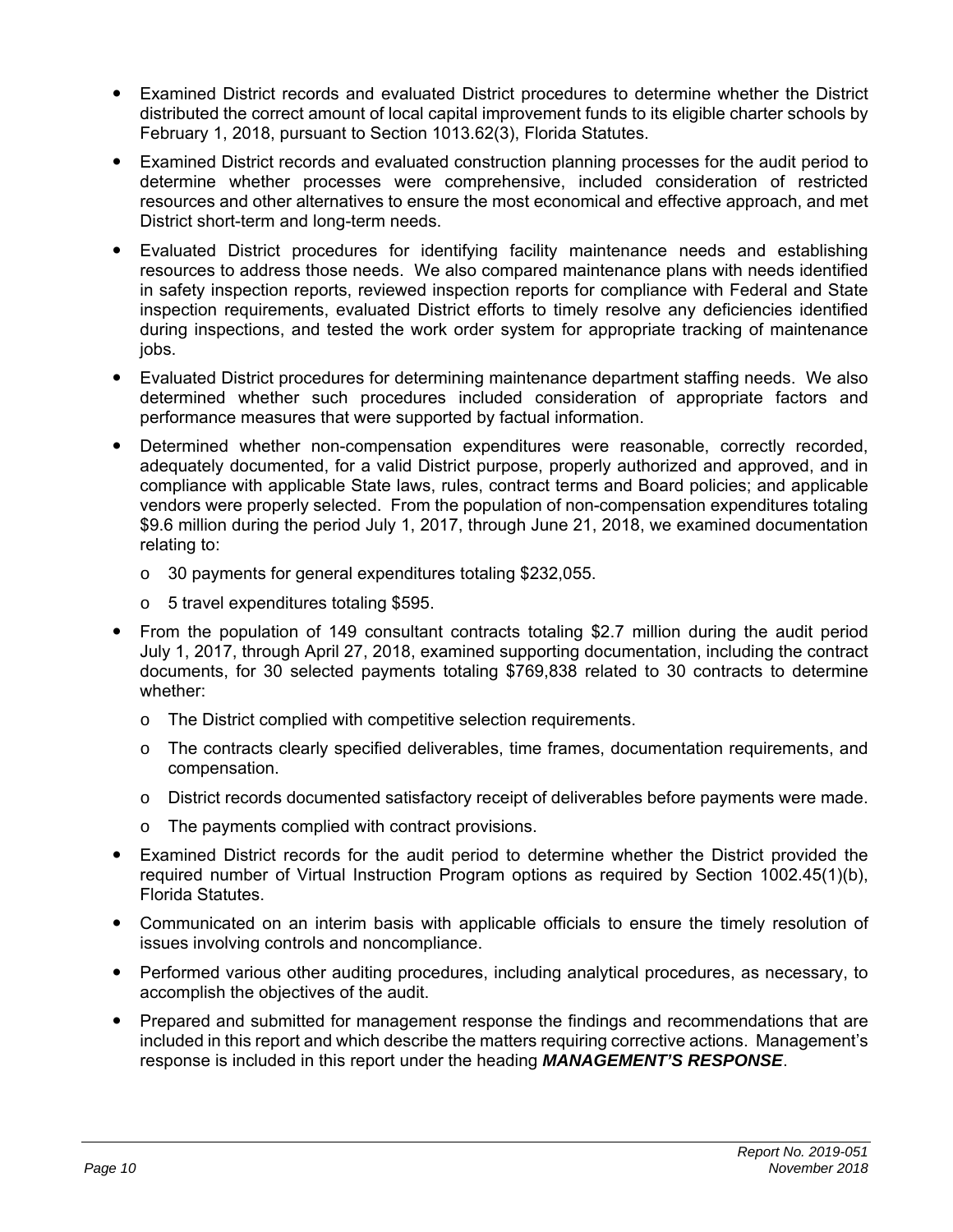- Examined District records and evaluated District procedures to determine whether the District distributed the correct amount of local capital improvement funds to its eligible charter schools by February 1, 2018, pursuant to Section 1013.62(3), Florida Statutes.
- Examined District records and evaluated construction planning processes for the audit period to determine whether processes were comprehensive, included consideration of restricted resources and other alternatives to ensure the most economical and effective approach, and met District short-term and long-term needs.
- Evaluated District procedures for identifying facility maintenance needs and establishing resources to address those needs. We also compared maintenance plans with needs identified in safety inspection reports, reviewed inspection reports for compliance with Federal and State inspection requirements, evaluated District efforts to timely resolve any deficiencies identified during inspections, and tested the work order system for appropriate tracking of maintenance jobs.
- Evaluated District procedures for determining maintenance department staffing needs. We also determined whether such procedures included consideration of appropriate factors and performance measures that were supported by factual information.
- Determined whether non-compensation expenditures were reasonable, correctly recorded, adequately documented, for a valid District purpose, properly authorized and approved, and in compliance with applicable State laws, rules, contract terms and Board policies; and applicable vendors were properly selected. From the population of non-compensation expenditures totaling $9.6 million during the period July 1, 2017, through June 21, 2018, we examined documentation relating to:
  - 30 payments for general expenditures totaling $232,055.
  - 5 travel expenditures totaling $595.
- From the population of 149 consultant contracts totaling $2.7 million during the audit period July 1, 2017, through April 27, 2018, examined supporting documentation, including the contract documents, for 30 selected payments totaling $769,838 related to 30 contracts to determine whether:
  - The District complied with competitive selection requirements.
  - The contracts clearly specified deliverables, time frames, documentation requirements, and compensation.
  - District records documented satisfactory receipt of deliverables before payments were made.
  - The payments complied with contract provisions.
- Examined District records for the audit period to determine whether the District provided the required number of Virtual Instruction Program options as required by Section 1002.45(1)(b), Florida Statutes.
- Communicated on an interim basis with applicable officials to ensure the timely resolution of issues involving controls and noncompliance.
- Performed various other auditing procedures, including analytical procedures, as necessary, to accomplish the objectives of the audit.
- Prepared and submitted for management response the findings and recommendations that are included in this report and which describe the matters requiring corrective actions. Management's response is included in this report under the heading ***MANAGEMENT'S RESPONSE***.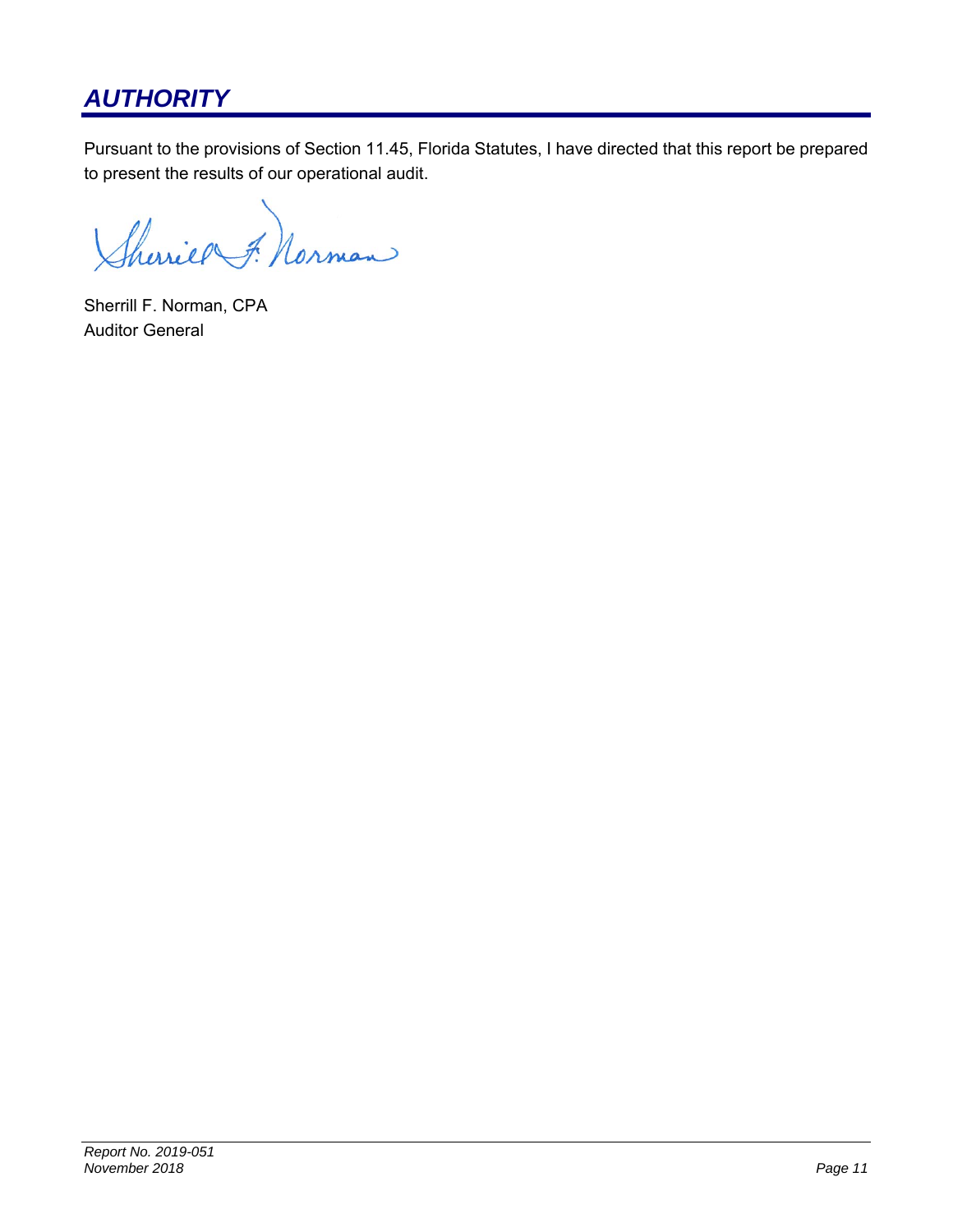## *AUTHORITY*

Pursuant to the provisions of Section 11.45, Florida Statutes, I have directed that this report be prepared to present the results of our operational audit.

Sherrill F. Norman, CPA
Auditor General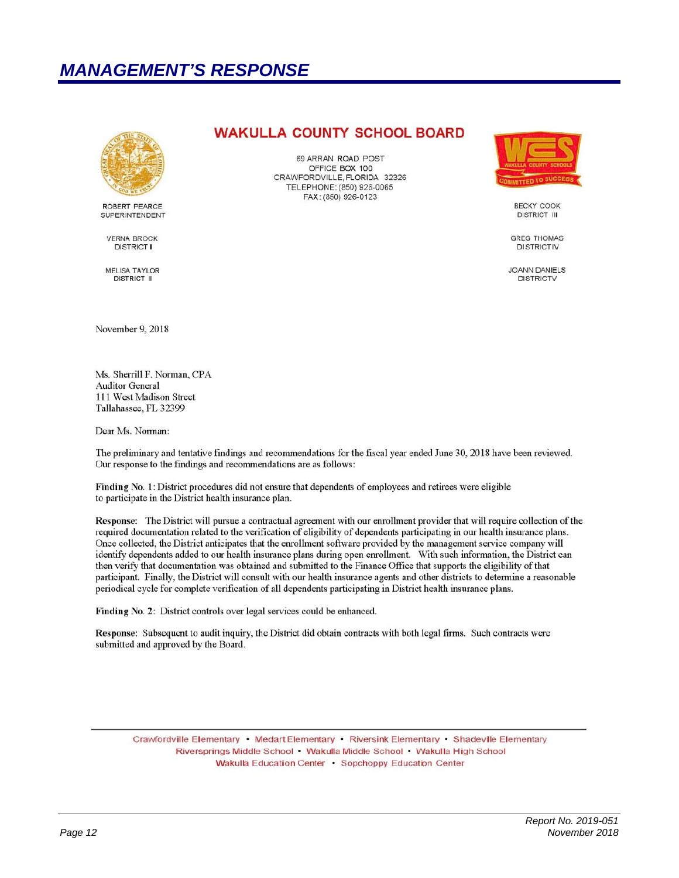# MANAGEMENT'S RESPONSE

**WAKULLA COUNTY SCHOOL BOARD**

69 ARRAN ROAD POST
OFFICE BOX 100
CRAWFORDVILLE, FLORIDA 32326
TELEPHONE: (850) 926-0065
FAX: (850) 926-0123

ROBERT PEARCE
SUPERINTENDENT

VERNA BROCK
DISTRICT I

MELISA TAYLOR
DISTRICT II

BECKY COOK
DISTRICT III

GREG THOMAS
DISTRICT IV

JOANN DANIELS
DISTRICT V

November 9, 2018

Ms. Sherrill F. Norman, CPA
Auditor General
111 West Madison Street
Tallahassee, FL 32399

Dear Ms. Norman:

The preliminary and tentative findings and recommendations for the fiscal year ended June 30, 2018 have been reviewed. Our response to the findings and recommendations are as follows:

**Finding No. 1:** District procedures did not ensure that dependents of employees and retirees were eligible to participate in the District health insurance plan.

**Response:** The District will pursue a contractual agreement with our enrollment provider that will require collection of the required documentation related to the verification of eligibility of dependents participating in our health insurance plans. Once collected, the District anticipates that the enrollment software provided by the management service company will identify dependents added to our health insurance plans during open enrollment. With such information, the District can then verify that documentation was obtained and submitted to the Finance Office that supports the eligibility of that participant. Finally, the District will consult with our health insurance agents and other districts to determine a reasonable periodical cycle for complete verification of all dependents participating in District health insurance plans.

**Finding No. 2:** District controls over legal services could be enhanced.

**Response:** Subsequent to audit inquiry, the District did obtain contracts with both legal firms. Such contracts were submitted and approved by the Board.

Crawfordville Elementary • Medart Elementary • Riversink Elementary • Shadeville Elementary
Riversprings Middle School • Wakulla Middle School • Wakulla High School
Wakulla Education Center • Sopchoppy Education Center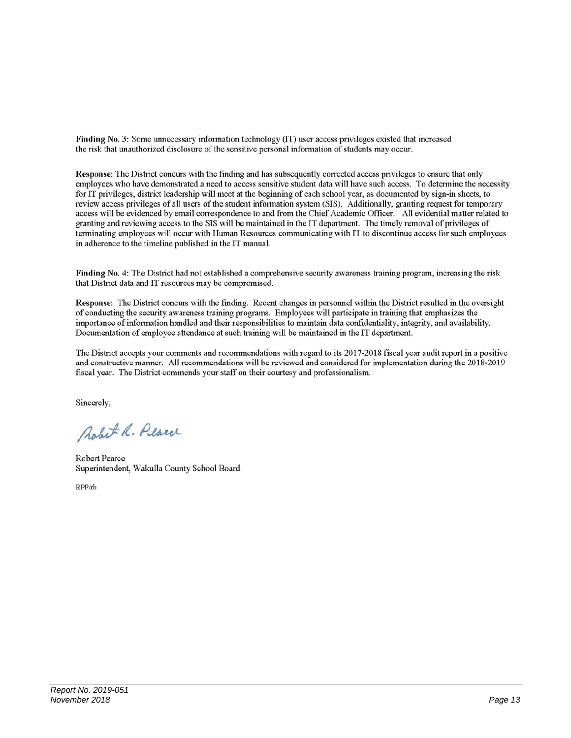**Finding No. 3:** Some unnecessary information technology (IT) user access privileges existed that increased the risk that unauthorized disclosure of the sensitive personal information of students may occur.

**Response:** The District concurs with the finding and has subsequently corrected access privileges to ensure that only employees who have demonstrated a need to access sensitive student data will have such access. To determine the necessity for IT privileges, district leadership will meet at the beginning of each school year, as documented by sign-in sheets, to review access privileges of all users of the student information system (SIS). Additionally, granting request for temporary access will be evidenced by email correspondence to and from the Chief Academic Officer. All evidential matter related to granting and reviewing access to the SIS will be maintained in the IT department. The timely removal of privileges of terminating employees will occur with Human Resources communicating with IT to discontinue access for such employees in adherence to the timeline published in the IT manual.

**Finding No. 4:** The District had not established a comprehensive security awareness training program, increasing the risk that District data and IT resources may be compromised.

**Response:** The District concurs with the finding. Recent changes in personnel within the District resulted in the oversight of conducting the security awareness training programs. Employees will participate in training that emphasizes the importance of information handled and their responsibilities to maintain data confidentiality, integrity, and availability. Documentation of employee attendance at such training will be maintained in the IT department.

The District accepts your comments and recommendations with regard to its 2017-2018 fiscal year audit report in a positive and constructive manner. All recommendations will be reviewed and considered for implementation during the 2018-2019 fiscal year. The District commends your staff on their courtesy and professionalism.

Sincerely,

Robert R. Pearce

Robert Pearce
Superintendent, Wakulla County School Board

RPP/rb